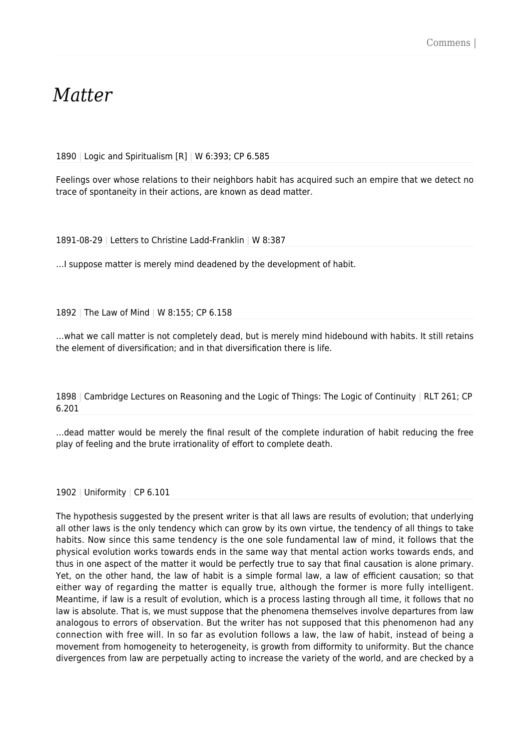# *Matter*

1890 | Logic and Spiritualism [R] | W 6:393; CP 6.585

Feelings over whose relations to their neighbors habit has acquired such an empire that we detect no trace of spontaneity in their actions, are known as dead matter.

1891-08-29 | Letters to Christine Ladd-Franklin | W 8:387

…I suppose matter is merely mind deadened by the development of habit.

1892 | The Law of Mind | W 8:155; CP 6.158

…what we call matter is not completely dead, but is merely mind hidebound with habits. It still retains the element of diversification; and in that diversification there is life.

1898 | Cambridge Lectures on Reasoning and the Logic of Things: The Logic of Continuity | RLT 261; CP 6.201

…dead matter would be merely the final result of the complete induration of habit reducing the free play of feeling and the brute irrationality of effort to complete death.

1902 | Uniformity | CP 6.101

The hypothesis suggested by the present writer is that all laws are results of evolution; that underlying all other laws is the only tendency which can grow by its own virtue, the tendency of all things to take habits. Now since this same tendency is the one sole fundamental law of mind, it follows that the physical evolution works towards ends in the same way that mental action works towards ends, and thus in one aspect of the matter it would be perfectly true to say that final causation is alone primary. Yet, on the other hand, the law of habit is a simple formal law, a law of efficient causation; so that either way of regarding the matter is equally true, although the former is more fully intelligent. Meantime, if law is a result of evolution, which is a process lasting through all time, it follows that no law is absolute. That is, we must suppose that the phenomena themselves involve departures from law analogous to errors of observation. But the writer has not supposed that this phenomenon had any connection with free will. In so far as evolution follows a law, the law of habit, instead of being a movement from homogeneity to heterogeneity, is growth from difformity to uniformity. But the chance divergences from law are perpetually acting to increase the variety of the world, and are checked by a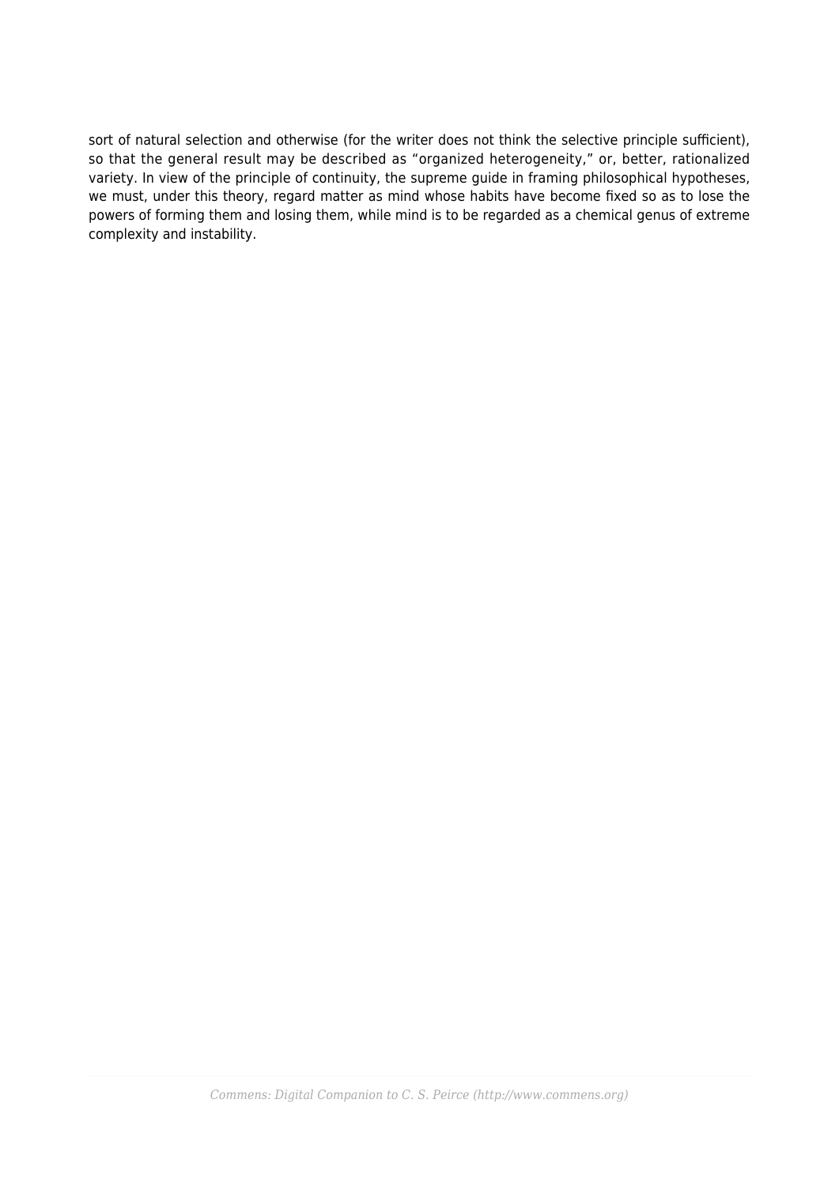sort of natural selection and otherwise (for the writer does not think the selective principle sufficient), so that the general result may be described as “organized heterogeneity,” or, better, rationalized variety. In view of the principle of continuity, the supreme guide in framing philosophical hypotheses, we must, under this theory, regard matter as mind whose habits have become fixed so as to lose the powers of forming them and losing them, while mind is to be regarded as a chemical genus of extreme complexity and instability.